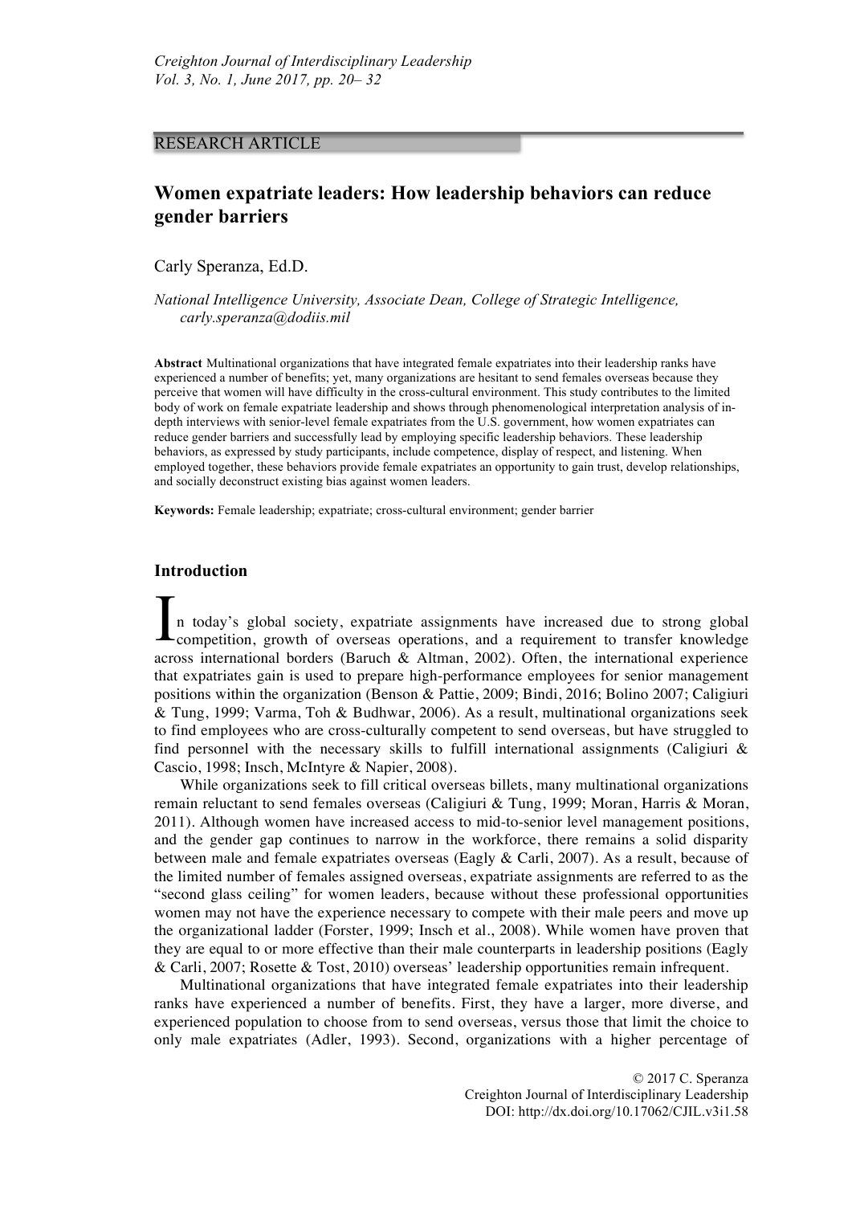RESEARCH ARTICLE

# Women expatriate leaders: How leadership behaviors can reduce gender barriers

Carly Speranza, Ed.D.

*National Intelligence University, Associate Dean, College of Strategic Intelligence, carly.speranza@dodiis.mil*

**Abstract** Multinational organizations that have integrated female expatriates into their leadership ranks have experienced a number of benefits; yet, many organizations are hesitant to send females overseas because they perceive that women will have difficulty in the cross-cultural environment. This study contributes to the limited body of work on female expatriate leadership and shows through phenomenological interpretation analysis of in-depth interviews with senior-level female expatriates from the U.S. government, how women expatriates can reduce gender barriers and successfully lead by employing specific leadership behaviors. These leadership behaviors, as expressed by study participants, include competence, display of respect, and listening. When employed together, these behaviors provide female expatriates an opportunity to gain trust, develop relationships, and socially deconstruct existing bias against women leaders.

**Keywords:** Female leadership; expatriate; cross-cultural environment; gender barrier

## Introduction

In today's global society, expatriate assignments have increased due to strong global competition, growth of overseas operations, and a requirement to transfer knowledge across international borders (Baruch & Altman, 2002). Often, the international experience that expatriates gain is used to prepare high-performance employees for senior management positions within the organization (Benson & Pattie, 2009; Bindi, 2016; Bolino 2007; Caligiuri & Tung, 1999; Varma, Toh & Budhwar, 2006). As a result, multinational organizations seek to find employees who are cross-culturally competent to send overseas, but have struggled to find personnel with the necessary skills to fulfill international assignments (Caligiuri & Cascio, 1998; Insch, McIntyre & Napier, 2008).

While organizations seek to fill critical overseas billets, many multinational organizations remain reluctant to send females overseas (Caligiuri & Tung, 1999; Moran, Harris & Moran, 2011). Although women have increased access to mid-to-senior level management positions, and the gender gap continues to narrow in the workforce, there remains a solid disparity between male and female expatriates overseas (Eagly & Carli, 2007). As a result, because of the limited number of females assigned overseas, expatriate assignments are referred to as the "second glass ceiling" for women leaders, because without these professional opportunities women may not have the experience necessary to compete with their male peers and move up the organizational ladder (Forster, 1999; Insch et al., 2008). While women have proven that they are equal to or more effective than their male counterparts in leadership positions (Eagly & Carli, 2007; Rosette & Tost, 2010) overseas' leadership opportunities remain infrequent.

Multinational organizations that have integrated female expatriates into their leadership ranks have experienced a number of benefits. First, they have a larger, more diverse, and experienced population to choose from to send overseas, versus those that limit the choice to only male expatriates (Adler, 1993). Second, organizations with a higher percentage of

© 2017 C. Speranza
Creighton Journal of Interdisciplinary Leadership
DOI: http://dx.doi.org/10.17062/CJIL.v3i1.58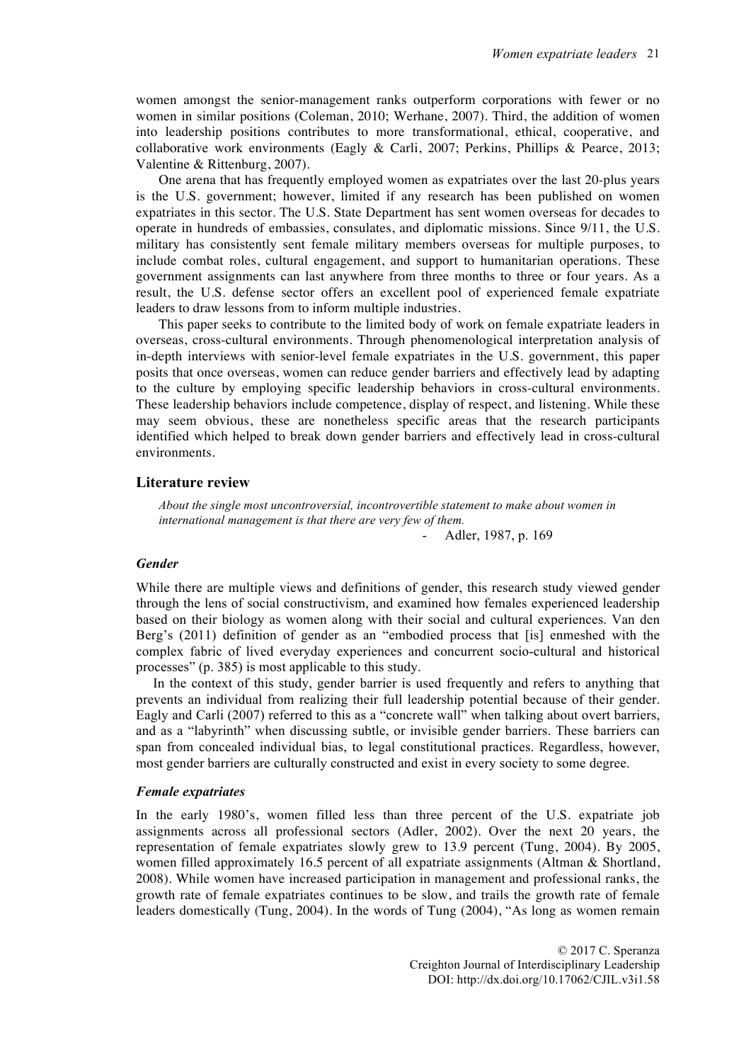women amongst the senior-management ranks outperform corporations with fewer or no women in similar positions (Coleman, 2010; Werhane, 2007). Third, the addition of women into leadership positions contributes to more transformational, ethical, cooperative, and collaborative work environments (Eagly & Carli, 2007; Perkins, Phillips & Pearce, 2013; Valentine & Rittenburg, 2007).

One arena that has frequently employed women as expatriates over the last 20-plus years is the U.S. government; however, limited if any research has been published on women expatriates in this sector. The U.S. State Department has sent women overseas for decades to operate in hundreds of embassies, consulates, and diplomatic missions. Since 9/11, the U.S. military has consistently sent female military members overseas for multiple purposes, to include combat roles, cultural engagement, and support to humanitarian operations. These government assignments can last anywhere from three months to three or four years. As a result, the U.S. defense sector offers an excellent pool of experienced female expatriate leaders to draw lessons from to inform multiple industries.

This paper seeks to contribute to the limited body of work on female expatriate leaders in overseas, cross-cultural environments. Through phenomenological interpretation analysis of in-depth interviews with senior-level female expatriates in the U.S. government, this paper posits that once overseas, women can reduce gender barriers and effectively lead by adapting to the culture by employing specific leadership behaviors in cross-cultural environments. These leadership behaviors include competence, display of respect, and listening. While these may seem obvious, these are nonetheless specific areas that the research participants identified which helped to break down gender barriers and effectively lead in cross-cultural environments.

## Literature review

> *About the single most uncontroversial, incontrovertible statement to make about women in international management is that there are very few of them.*
>
> \- Adler, 1987, p. 169

### *Gender*

While there are multiple views and definitions of gender, this research study viewed gender through the lens of social constructivism, and examined how females experienced leadership based on their biology as women along with their social and cultural experiences. Van den Berg's (2011) definition of gender as an "embodied process that [is] enmeshed with the complex fabric of lived everyday experiences and concurrent socio-cultural and historical processes" (p. 385) is most applicable to this study.

In the context of this study, gender barrier is used frequently and refers to anything that prevents an individual from realizing their full leadership potential because of their gender. Eagly and Carli (2007) referred to this as a "concrete wall" when talking about overt barriers, and as a "labyrinth" when discussing subtle, or invisible gender barriers. These barriers can span from concealed individual bias, to legal constitutional practices. Regardless, however, most gender barriers are culturally constructed and exist in every society to some degree.

### *Female expatriates*

In the early 1980's, women filled less than three percent of the U.S. expatriate job assignments across all professional sectors (Adler, 2002). Over the next 20 years, the representation of female expatriates slowly grew to 13.9 percent (Tung, 2004). By 2005, women filled approximately 16.5 percent of all expatriate assignments (Altman & Shortland, 2008). While women have increased participation in management and professional ranks, the growth rate of female expatriates continues to be slow, and trails the growth rate of female leaders domestically (Tung, 2004). In the words of Tung (2004), "As long as women remain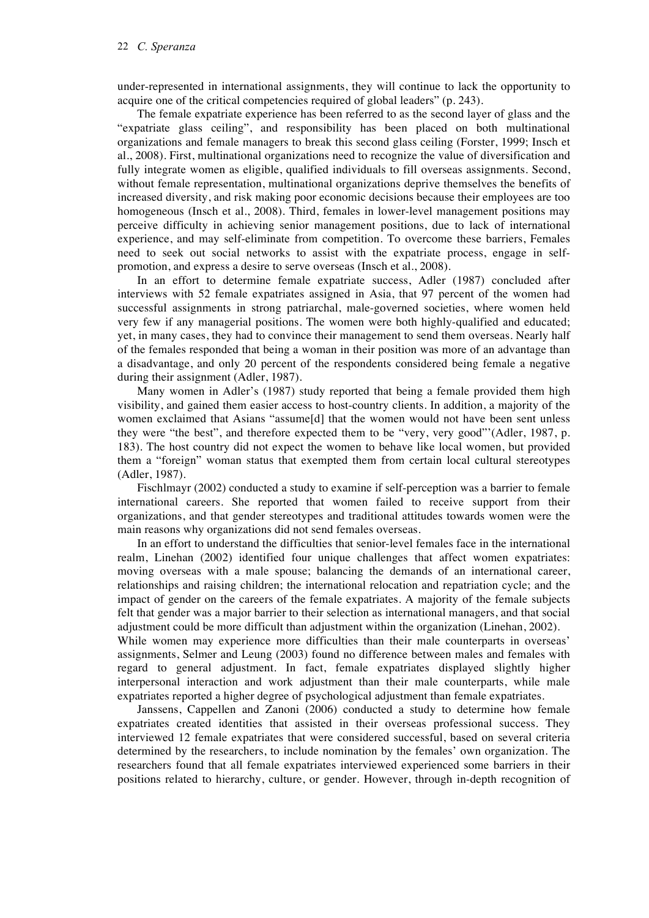under-represented in international assignments, they will continue to lack the opportunity to acquire one of the critical competencies required of global leaders" (p. 243).

The female expatriate experience has been referred to as the second layer of glass and the "expatriate glass ceiling", and responsibility has been placed on both multinational organizations and female managers to break this second glass ceiling (Forster, 1999; Insch et al., 2008). First, multinational organizations need to recognize the value of diversification and fully integrate women as eligible, qualified individuals to fill overseas assignments. Second, without female representation, multinational organizations deprive themselves the benefits of increased diversity, and risk making poor economic decisions because their employees are too homogeneous (Insch et al., 2008). Third, females in lower-level management positions may perceive difficulty in achieving senior management positions, due to lack of international experience, and may self-eliminate from competition. To overcome these barriers, Females need to seek out social networks to assist with the expatriate process, engage in self-promotion, and express a desire to serve overseas (Insch et al., 2008).

In an effort to determine female expatriate success, Adler (1987) concluded after interviews with 52 female expatriates assigned in Asia, that 97 percent of the women had successful assignments in strong patriarchal, male-governed societies, where women held very few if any managerial positions. The women were both highly-qualified and educated; yet, in many cases, they had to convince their management to send them overseas. Nearly half of the females responded that being a woman in their position was more of an advantage than a disadvantage, and only 20 percent of the respondents considered being female a negative during their assignment (Adler, 1987).

Many women in Adler's (1987) study reported that being a female provided them high visibility, and gained them easier access to host-country clients. In addition, a majority of the women exclaimed that Asians "assume[d] that the women would not have been sent unless they were "the best", and therefore expected them to be "very, very good"'(Adler, 1987, p. 183). The host country did not expect the women to behave like local women, but provided them a "foreign" woman status that exempted them from certain local cultural stereotypes (Adler, 1987).

Fischlmayr (2002) conducted a study to examine if self-perception was a barrier to female international careers. She reported that women failed to receive support from their organizations, and that gender stereotypes and traditional attitudes towards women were the main reasons why organizations did not send females overseas.

In an effort to understand the difficulties that senior-level females face in the international realm, Linehan (2002) identified four unique challenges that affect women expatriates: moving overseas with a male spouse; balancing the demands of an international career, relationships and raising children; the international relocation and repatriation cycle; and the impact of gender on the careers of the female expatriates. A majority of the female subjects felt that gender was a major barrier to their selection as international managers, and that social adjustment could be more difficult than adjustment within the organization (Linehan, 2002).

While women may experience more difficulties than their male counterparts in overseas' assignments, Selmer and Leung (2003) found no difference between males and females with regard to general adjustment. In fact, female expatriates displayed slightly higher interpersonal interaction and work adjustment than their male counterparts, while male expatriates reported a higher degree of psychological adjustment than female expatriates.

Janssens, Cappellen and Zanoni (2006) conducted a study to determine how female expatriates created identities that assisted in their overseas professional success. They interviewed 12 female expatriates that were considered successful, based on several criteria determined by the researchers, to include nomination by the females' own organization. The researchers found that all female expatriates interviewed experienced some barriers in their positions related to hierarchy, culture, or gender. However, through in-depth recognition of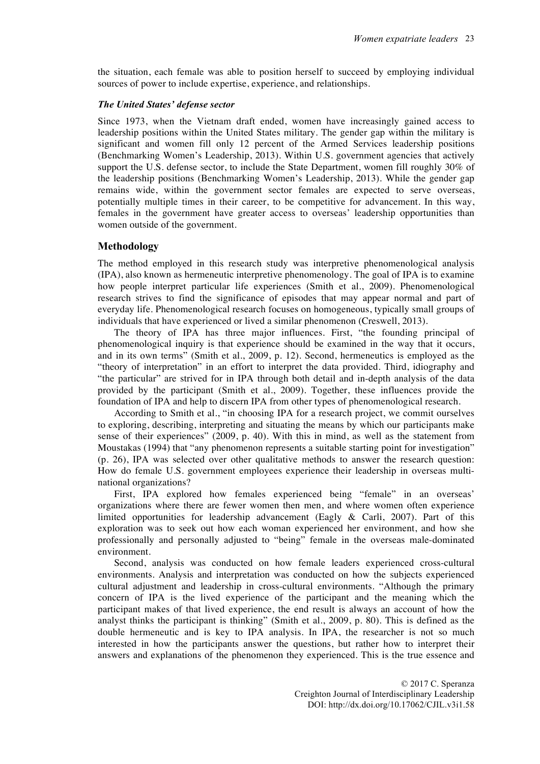the situation, each female was able to position herself to succeed by employing individual sources of power to include expertise, experience, and relationships.

### *The United States' defense sector*

Since 1973, when the Vietnam draft ended, women have increasingly gained access to leadership positions within the United States military. The gender gap within the military is significant and women fill only 12 percent of the Armed Services leadership positions (Benchmarking Women's Leadership, 2013). Within U.S. government agencies that actively support the U.S. defense sector, to include the State Department, women fill roughly 30% of the leadership positions (Benchmarking Women's Leadership, 2013). While the gender gap remains wide, within the government sector females are expected to serve overseas, potentially multiple times in their career, to be competitive for advancement. In this way, females in the government have greater access to overseas' leadership opportunities than women outside of the government.

## Methodology

The method employed in this research study was interpretive phenomenological analysis (IPA), also known as hermeneutic interpretive phenomenology. The goal of IPA is to examine how people interpret particular life experiences (Smith et al., 2009). Phenomenological research strives to find the significance of episodes that may appear normal and part of everyday life. Phenomenological research focuses on homogeneous, typically small groups of individuals that have experienced or lived a similar phenomenon (Creswell, 2013).

The theory of IPA has three major influences. First, "the founding principal of phenomenological inquiry is that experience should be examined in the way that it occurs, and in its own terms" (Smith et al., 2009, p. 12). Second, hermeneutics is employed as the "theory of interpretation" in an effort to interpret the data provided. Third, idiography and "the particular" are strived for in IPA through both detail and in-depth analysis of the data provided by the participant (Smith et al., 2009). Together, these influences provide the foundation of IPA and help to discern IPA from other types of phenomenological research.

According to Smith et al., "in choosing IPA for a research project, we commit ourselves to exploring, describing, interpreting and situating the means by which our participants make sense of their experiences" (2009, p. 40). With this in mind, as well as the statement from Moustakas (1994) that "any phenomenon represents a suitable starting point for investigation" (p. 26), IPA was selected over other qualitative methods to answer the research question: How do female U.S. government employees experience their leadership in overseas multinational organizations?

First, IPA explored how females experienced being "female" in an overseas' organizations where there are fewer women then men, and where women often experience limited opportunities for leadership advancement (Eagly & Carli, 2007). Part of this exploration was to seek out how each woman experienced her environment, and how she professionally and personally adjusted to "being" female in the overseas male-dominated environment.

Second, analysis was conducted on how female leaders experienced cross-cultural environments. Analysis and interpretation was conducted on how the subjects experienced cultural adjustment and leadership in cross-cultural environments. "Although the primary concern of IPA is the lived experience of the participant and the meaning which the participant makes of that lived experience, the end result is always an account of how the analyst thinks the participant is thinking" (Smith et al., 2009, p. 80). This is defined as the double hermeneutic and is key to IPA analysis. In IPA, the researcher is not so much interested in how the participants answer the questions, but rather how to interpret their answers and explanations of the phenomenon they experienced. This is the true essence and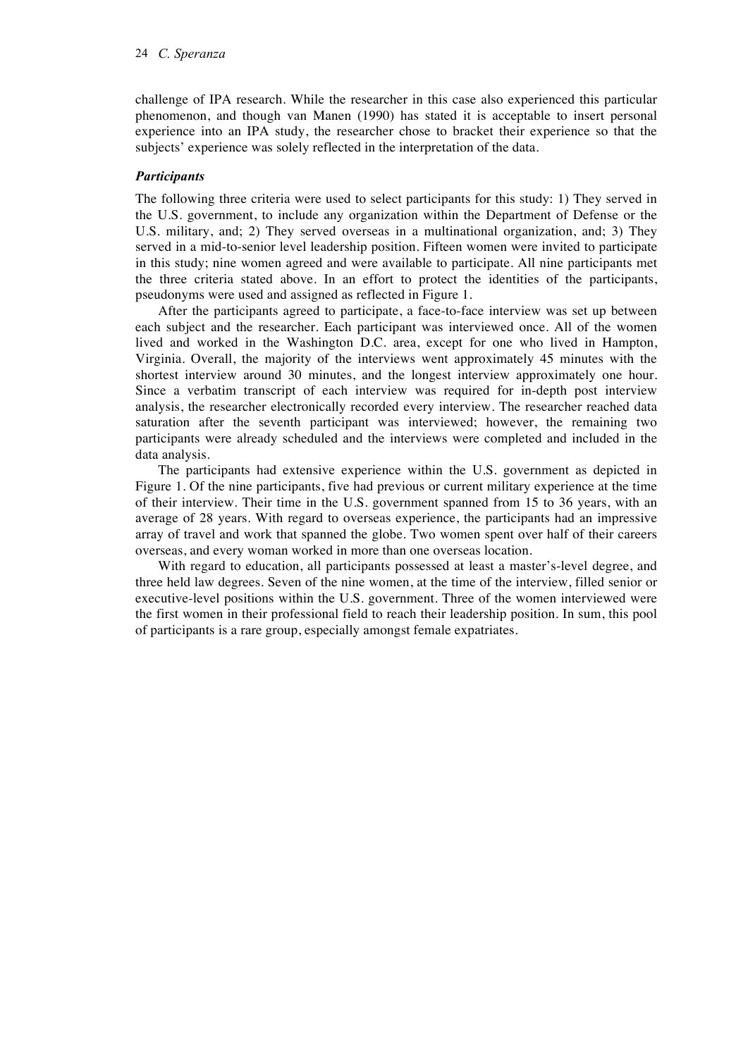challenge of IPA research. While the researcher in this case also experienced this particular phenomenon, and though van Manen (1990) has stated it is acceptable to insert personal experience into an IPA study, the researcher chose to bracket their experience so that the subjects' experience was solely reflected in the interpretation of the data.

### *Participants*

The following three criteria were used to select participants for this study: 1) They served in the U.S. government, to include any organization within the Department of Defense or the U.S. military, and; 2) They served overseas in a multinational organization, and; 3) They served in a mid-to-senior level leadership position. Fifteen women were invited to participate in this study; nine women agreed and were available to participate. All nine participants met the three criteria stated above. In an effort to protect the identities of the participants, pseudonyms were used and assigned as reflected in Figure 1.

After the participants agreed to participate, a face-to-face interview was set up between each subject and the researcher. Each participant was interviewed once. All of the women lived and worked in the Washington D.C. area, except for one who lived in Hampton, Virginia. Overall, the majority of the interviews went approximately 45 minutes with the shortest interview around 30 minutes, and the longest interview approximately one hour. Since a verbatim transcript of each interview was required for in-depth post interview analysis, the researcher electronically recorded every interview. The researcher reached data saturation after the seventh participant was interviewed; however, the remaining two participants were already scheduled and the interviews were completed and included in the data analysis.

The participants had extensive experience within the U.S. government as depicted in Figure 1. Of the nine participants, five had previous or current military experience at the time of their interview. Their time in the U.S. government spanned from 15 to 36 years, with an average of 28 years. With regard to overseas experience, the participants had an impressive array of travel and work that spanned the globe. Two women spent over half of their careers overseas, and every woman worked in more than one overseas location.

With regard to education, all participants possessed at least a master's-level degree, and three held law degrees. Seven of the nine women, at the time of the interview, filled senior or executive-level positions within the U.S. government. Three of the women interviewed were the first women in their professional field to reach their leadership position. In sum, this pool of participants is a rare group, especially amongst female expatriates.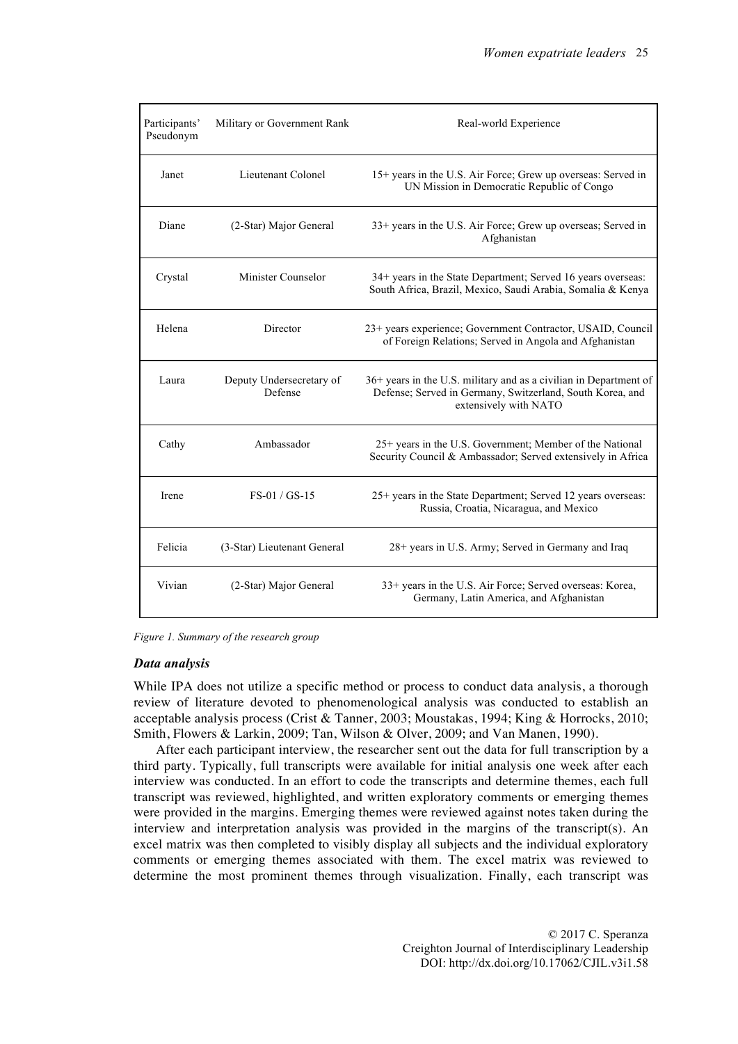| Participants' Pseudonym | Military or Government Rank | Real-world Experience |
|---|---|---|
| Janet | Lieutenant Colonel | 15+ years in the U.S. Air Force; Grew up overseas: Served in UN Mission in Democratic Republic of Congo |
| Diane | (2-Star) Major General | 33+ years in the U.S. Air Force; Grew up overseas; Served in Afghanistan |
| Crystal | Minister Counselor | 34+ years in the State Department; Served 16 years overseas: South Africa, Brazil, Mexico, Saudi Arabia, Somalia & Kenya |
| Helena | Director | 23+ years experience; Government Contractor, USAID, Council of Foreign Relations; Served in Angola and Afghanistan |
| Laura | Deputy Undersecretary of Defense | 36+ years in the U.S. military and as a civilian in Department of Defense; Served in Germany, Switzerland, South Korea, and extensively with NATO |
| Cathy | Ambassador | 25+ years in the U.S. Government; Member of the National Security Council & Ambassador; Served extensively in Africa |
| Irene | FS-01 / GS-15 | 25+ years in the State Department; Served 12 years overseas: Russia, Croatia, Nicaragua, and Mexico |
| Felicia | (3-Star) Lieutenant General | 28+ years in U.S. Army; Served in Germany and Iraq |
| Vivian | (2-Star) Major General | 33+ years in the U.S. Air Force; Served overseas: Korea, Germany, Latin America, and Afghanistan |

*Figure 1. Summary of the research group*

### *Data analysis*

While IPA does not utilize a specific method or process to conduct data analysis, a thorough review of literature devoted to phenomenological analysis was conducted to establish an acceptable analysis process (Crist & Tanner, 2003; Moustakas, 1994; King & Horrocks, 2010; Smith, Flowers & Larkin, 2009; Tan, Wilson & Olver, 2009; and Van Manen, 1990).

After each participant interview, the researcher sent out the data for full transcription by a third party. Typically, full transcripts were available for initial analysis one week after each interview was conducted. In an effort to code the transcripts and determine themes, each full transcript was reviewed, highlighted, and written exploratory comments or emerging themes were provided in the margins. Emerging themes were reviewed against notes taken during the interview and interpretation analysis was provided in the margins of the transcript(s). An excel matrix was then completed to visibly display all subjects and the individual exploratory comments or emerging themes associated with them. The excel matrix was reviewed to determine the most prominent themes through visualization. Finally, each transcript was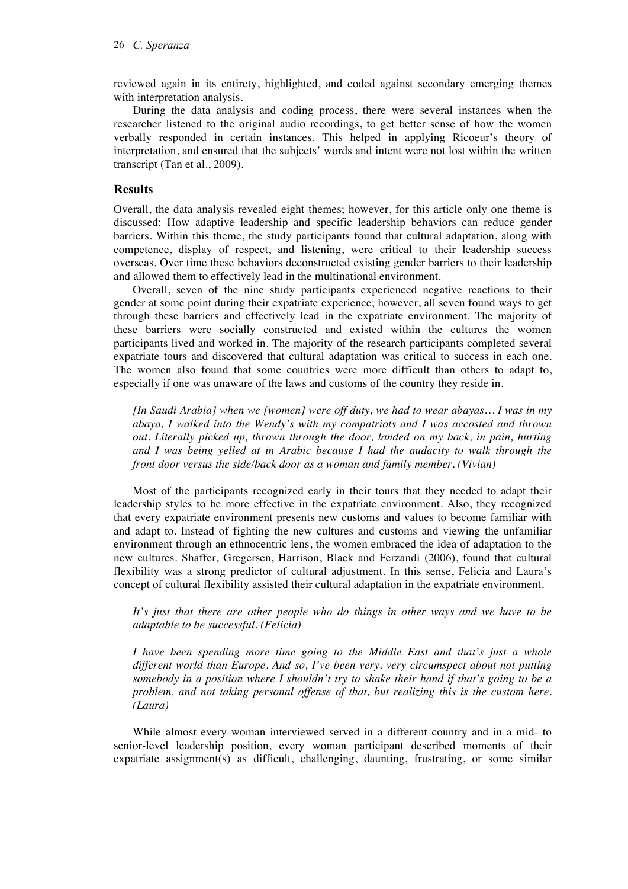reviewed again in its entirety, highlighted, and coded against secondary emerging themes with interpretation analysis.

During the data analysis and coding process, there were several instances when the researcher listened to the original audio recordings, to get better sense of how the women verbally responded in certain instances. This helped in applying Ricoeur's theory of interpretation, and ensured that the subjects' words and intent were not lost within the written transcript (Tan et al., 2009).

## Results

Overall, the data analysis revealed eight themes; however, for this article only one theme is discussed: How adaptive leadership and specific leadership behaviors can reduce gender barriers. Within this theme, the study participants found that cultural adaptation, along with competence, display of respect, and listening, were critical to their leadership success overseas. Over time these behaviors deconstructed existing gender barriers to their leadership and allowed them to effectively lead in the multinational environment.

Overall, seven of the nine study participants experienced negative reactions to their gender at some point during their expatriate experience; however, all seven found ways to get through these barriers and effectively lead in the expatriate environment. The majority of these barriers were socially constructed and existed within the cultures the women participants lived and worked in. The majority of the research participants completed several expatriate tours and discovered that cultural adaptation was critical to success in each one. The women also found that some countries were more difficult than others to adapt to, especially if one was unaware of the laws and customs of the country they reside in.

> *[In Saudi Arabia] when we [women] were off duty, we had to wear abayas… I was in my abaya, I walked into the Wendy's with my compatriots and I was accosted and thrown out. Literally picked up, thrown through the door, landed on my back, in pain, hurting and I was being yelled at in Arabic because I had the audacity to walk through the front door versus the side/back door as a woman and family member. (Vivian)*

Most of the participants recognized early in their tours that they needed to adapt their leadership styles to be more effective in the expatriate environment. Also, they recognized that every expatriate environment presents new customs and values to become familiar with and adapt to. Instead of fighting the new cultures and customs and viewing the unfamiliar environment through an ethnocentric lens, the women embraced the idea of adaptation to the new cultures. Shaffer, Gregersen, Harrison, Black and Ferzandi (2006), found that cultural flexibility was a strong predictor of cultural adjustment. In this sense, Felicia and Laura's concept of cultural flexibility assisted their cultural adaptation in the expatriate environment.

> *It's just that there are other people who do things in other ways and we have to be adaptable to be successful. (Felicia)*

> *I have been spending more time going to the Middle East and that's just a whole different world than Europe. And so, I've been very, very circumspect about not putting somebody in a position where I shouldn't try to shake their hand if that's going to be a problem, and not taking personal offense of that, but realizing this is the custom here. (Laura)*

While almost every woman interviewed served in a different country and in a mid- to senior-level leadership position, every woman participant described moments of their expatriate assignment(s) as difficult, challenging, daunting, frustrating, or some similar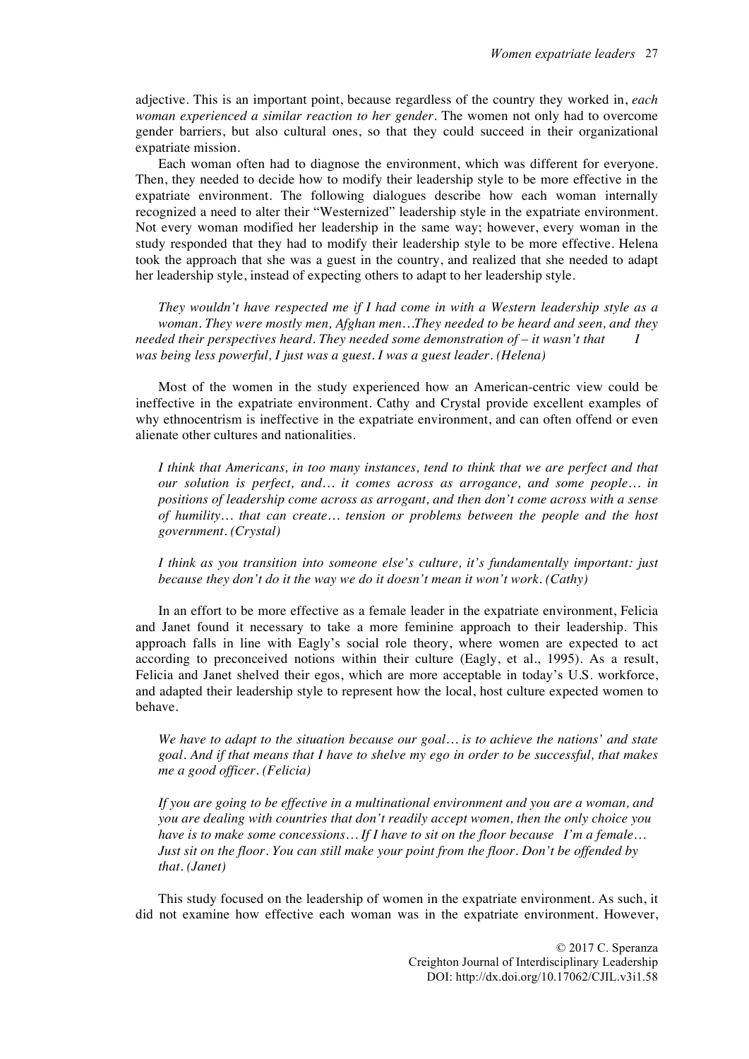adjective. This is an important point, because regardless of the country they worked in, *each woman experienced a similar reaction to her gender*. The women not only had to overcome gender barriers, but also cultural ones, so that they could succeed in their organizational expatriate mission.

Each woman often had to diagnose the environment, which was different for everyone. Then, they needed to decide how to modify their leadership style to be more effective in the expatriate environment. The following dialogues describe how each woman internally recognized a need to alter their "Westernized" leadership style in the expatriate environment. Not every woman modified her leadership in the same way; however, every woman in the study responded that they had to modify their leadership style to be more effective. Helena took the approach that she was a guest in the country, and realized that she needed to adapt her leadership style, instead of expecting others to adapt to her leadership style.

> *They wouldn't have respected me if I had come in with a Western leadership style as a woman. They were mostly men, Afghan men…They needed to be heard and seen, and they needed their perspectives heard. They needed some demonstration of – it wasn't that I was being less powerful, I just was a guest. I was a guest leader. (Helena)*

Most of the women in the study experienced how an American-centric view could be ineffective in the expatriate environment. Cathy and Crystal provide excellent examples of why ethnocentrism is ineffective in the expatriate environment, and can often offend or even alienate other cultures and nationalities.

> *I think that Americans, in too many instances, tend to think that we are perfect and that our solution is perfect, and… it comes across as arrogance, and some people… in positions of leadership come across as arrogant, and then don't come across with a sense of humility… that can create… tension or problems between the people and the host government. (Crystal)*

> *I think as you transition into someone else's culture, it's fundamentally important: just because they don't do it the way we do it doesn't mean it won't work. (Cathy)*

In an effort to be more effective as a female leader in the expatriate environment, Felicia and Janet found it necessary to take a more feminine approach to their leadership. This approach falls in line with Eagly's social role theory, where women are expected to act according to preconceived notions within their culture (Eagly, et al., 1995). As a result, Felicia and Janet shelved their egos, which are more acceptable in today's U.S. workforce, and adapted their leadership style to represent how the local, host culture expected women to behave.

> *We have to adapt to the situation because our goal… is to achieve the nations' and state goal. And if that means that I have to shelve my ego in order to be successful, that makes me a good officer. (Felicia)*

> *If you are going to be effective in a multinational environment and you are a woman, and you are dealing with countries that don't readily accept women, then the only choice you have is to make some concessions… If I have to sit on the floor because I'm a female… Just sit on the floor. You can still make your point from the floor. Don't be offended by that. (Janet)*

This study focused on the leadership of women in the expatriate environment. As such, it did not examine how effective each woman was in the expatriate environment. However,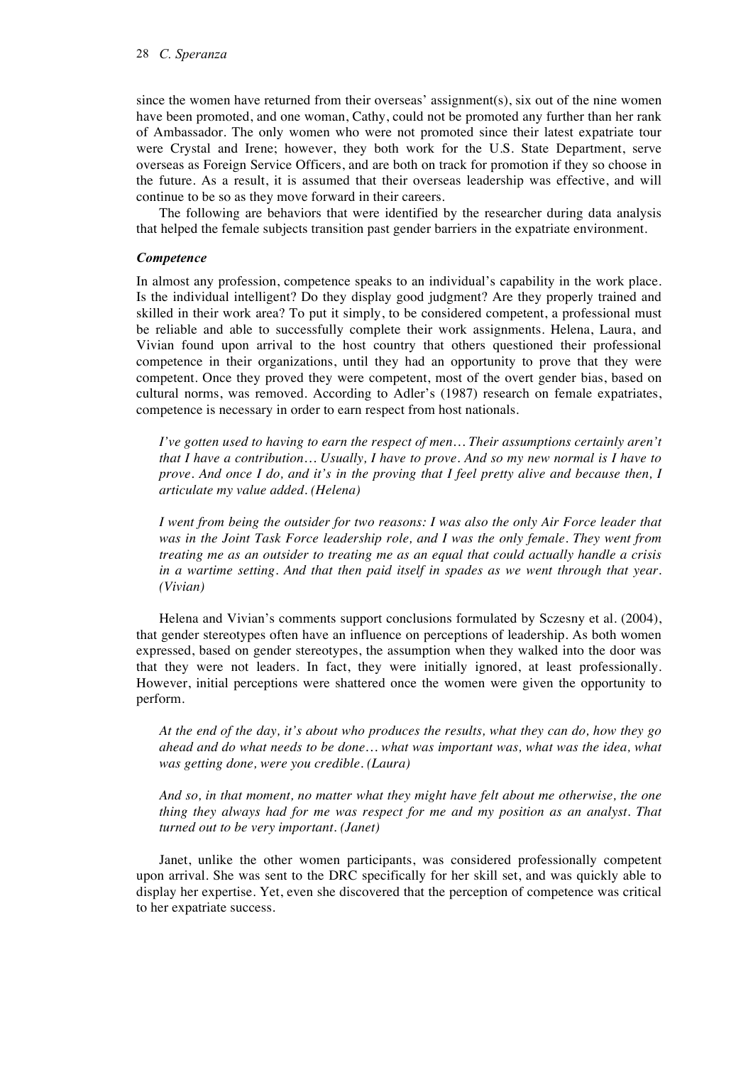since the women have returned from their overseas' assignment(s), six out of the nine women have been promoted, and one woman, Cathy, could not be promoted any further than her rank of Ambassador. The only women who were not promoted since their latest expatriate tour were Crystal and Irene; however, they both work for the U.S. State Department, serve overseas as Foreign Service Officers, and are both on track for promotion if they so choose in the future. As a result, it is assumed that their overseas leadership was effective, and will continue to be so as they move forward in their careers.

The following are behaviors that were identified by the researcher during data analysis that helped the female subjects transition past gender barriers in the expatriate environment.

### *Competence*

In almost any profession, competence speaks to an individual's capability in the work place. Is the individual intelligent? Do they display good judgment? Are they properly trained and skilled in their work area? To put it simply, to be considered competent, a professional must be reliable and able to successfully complete their work assignments. Helena, Laura, and Vivian found upon arrival to the host country that others questioned their professional competence in their organizations, until they had an opportunity to prove that they were competent. Once they proved they were competent, most of the overt gender bias, based on cultural norms, was removed. According to Adler's (1987) research on female expatriates, competence is necessary in order to earn respect from host nationals.

> *I've gotten used to having to earn the respect of men… Their assumptions certainly aren't that I have a contribution… Usually, I have to prove. And so my new normal is I have to prove. And once I do, and it's in the proving that I feel pretty alive and because then, I articulate my value added. (Helena)*

> *I went from being the outsider for two reasons: I was also the only Air Force leader that was in the Joint Task Force leadership role, and I was the only female. They went from treating me as an outsider to treating me as an equal that could actually handle a crisis in a wartime setting. And that then paid itself in spades as we went through that year. (Vivian)*

Helena and Vivian's comments support conclusions formulated by Sczesny et al. (2004), that gender stereotypes often have an influence on perceptions of leadership. As both women expressed, based on gender stereotypes, the assumption when they walked into the door was that they were not leaders. In fact, they were initially ignored, at least professionally. However, initial perceptions were shattered once the women were given the opportunity to perform.

> *At the end of the day, it's about who produces the results, what they can do, how they go ahead and do what needs to be done… what was important was, what was the idea, what was getting done, were you credible. (Laura)*

> *And so, in that moment, no matter what they might have felt about me otherwise, the one thing they always had for me was respect for me and my position as an analyst. That turned out to be very important. (Janet)*

Janet, unlike the other women participants, was considered professionally competent upon arrival. She was sent to the DRC specifically for her skill set, and was quickly able to display her expertise. Yet, even she discovered that the perception of competence was critical to her expatriate success.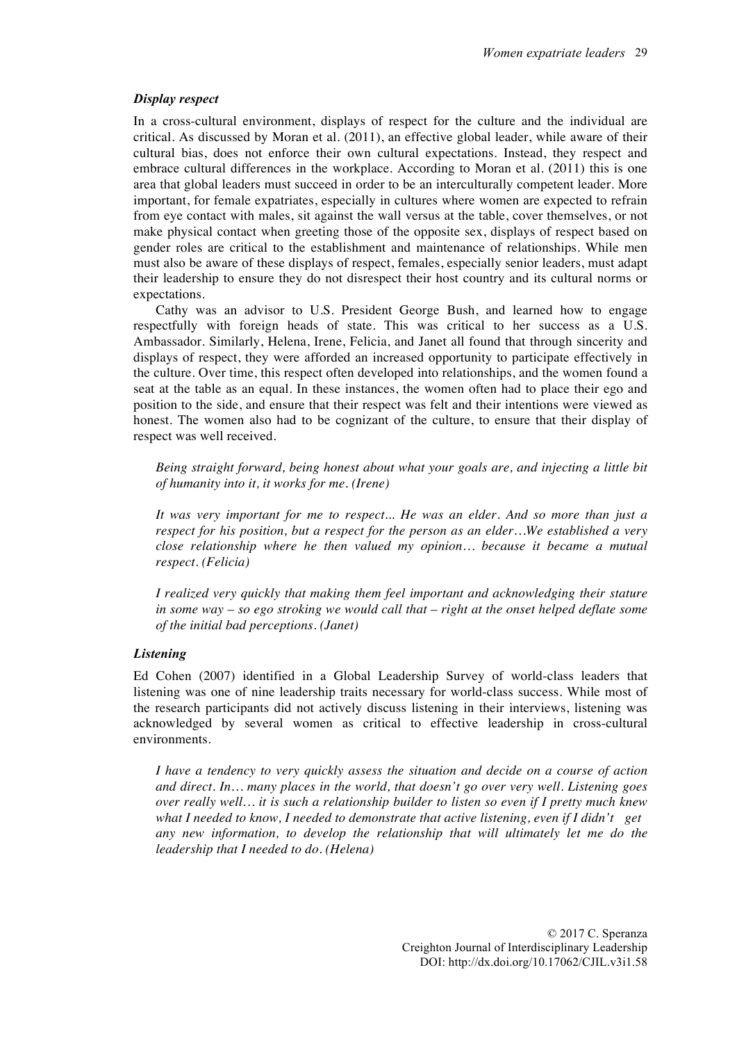### *Display respect*

In a cross-cultural environment, displays of respect for the culture and the individual are critical. As discussed by Moran et al. (2011), an effective global leader, while aware of their cultural bias, does not enforce their own cultural expectations. Instead, they respect and embrace cultural differences in the workplace. According to Moran et al. (2011) this is one area that global leaders must succeed in order to be an interculturally competent leader. More important, for female expatriates, especially in cultures where women are expected to refrain from eye contact with males, sit against the wall versus at the table, cover themselves, or not make physical contact when greeting those of the opposite sex, displays of respect based on gender roles are critical to the establishment and maintenance of relationships. While men must also be aware of these displays of respect, females, especially senior leaders, must adapt their leadership to ensure they do not disrespect their host country and its cultural norms or expectations.

Cathy was an advisor to U.S. President George Bush, and learned how to engage respectfully with foreign heads of state. This was critical to her success as a U.S. Ambassador. Similarly, Helena, Irene, Felicia, and Janet all found that through sincerity and displays of respect, they were afforded an increased opportunity to participate effectively in the culture. Over time, this respect often developed into relationships, and the women found a seat at the table as an equal. In these instances, the women often had to place their ego and position to the side, and ensure that their respect was felt and their intentions were viewed as honest. The women also had to be cognizant of the culture, to ensure that their display of respect was well received.

> *Being straight forward, being honest about what your goals are, and injecting a little bit of humanity into it, it works for me. (Irene)*

> *It was very important for me to respect... He was an elder. And so more than just a respect for his position, but a respect for the person as an elder…We established a very close relationship where he then valued my opinion… because it became a mutual respect. (Felicia)*

> *I realized very quickly that making them feel important and acknowledging their stature in some way – so ego stroking we would call that – right at the onset helped deflate some of the initial bad perceptions. (Janet)*

### *Listening*

Ed Cohen (2007) identified in a Global Leadership Survey of world-class leaders that listening was one of nine leadership traits necessary for world-class success. While most of the research participants did not actively discuss listening in their interviews, listening was acknowledged by several women as critical to effective leadership in cross-cultural environments.

> *I have a tendency to very quickly assess the situation and decide on a course of action and direct. In… many places in the world, that doesn't go over very well. Listening goes over really well… it is such a relationship builder to listen so even if I pretty much knew what I needed to know, I needed to demonstrate that active listening, even if I didn't get any new information, to develop the relationship that will ultimately let me do the leadership that I needed to do. (Helena)*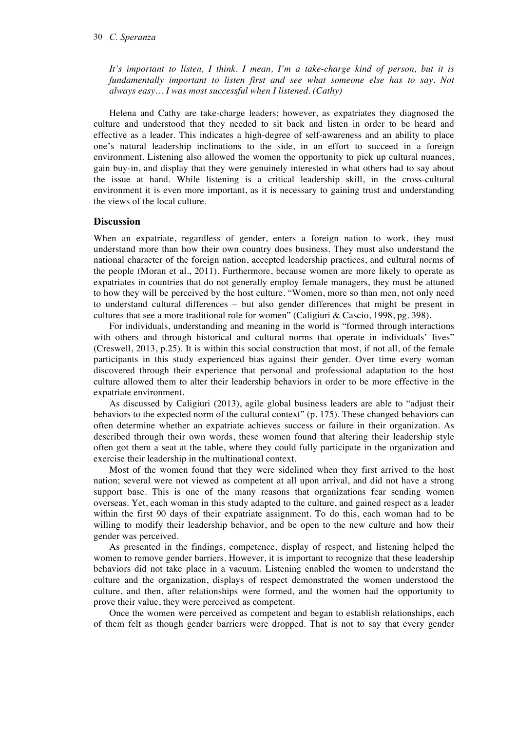*It's important to listen, I think. I mean, I'm a take-charge kind of person, but it is fundamentally important to listen first and see what someone else has to say. Not always easy… I was most successful when I listened. (Cathy)*

Helena and Cathy are take-charge leaders; however, as expatriates they diagnosed the culture and understood that they needed to sit back and listen in order to be heard and effective as a leader. This indicates a high-degree of self-awareness and an ability to place one's natural leadership inclinations to the side, in an effort to succeed in a foreign environment. Listening also allowed the women the opportunity to pick up cultural nuances, gain buy-in, and display that they were genuinely interested in what others had to say about the issue at hand. While listening is a critical leadership skill, in the cross-cultural environment it is even more important, as it is necessary to gaining trust and understanding the views of the local culture.

## Discussion

When an expatriate, regardless of gender, enters a foreign nation to work, they must understand more than how their own country does business. They must also understand the national character of the foreign nation, accepted leadership practices, and cultural norms of the people (Moran et al., 2011). Furthermore, because women are more likely to operate as expatriates in countries that do not generally employ female managers, they must be attuned to how they will be perceived by the host culture. "Women, more so than men, not only need to understand cultural differences – but also gender differences that might be present in cultures that see a more traditional role for women" (Caligiuri & Cascio, 1998, pg. 398).

For individuals, understanding and meaning in the world is "formed through interactions with others and through historical and cultural norms that operate in individuals' lives" (Creswell, 2013, p.25). It is within this social construction that most, if not all, of the female participants in this study experienced bias against their gender. Over time every woman discovered through their experience that personal and professional adaptation to the host culture allowed them to alter their leadership behaviors in order to be more effective in the expatriate environment.

As discussed by Caligiuri (2013), agile global business leaders are able to "adjust their behaviors to the expected norm of the cultural context" (p. 175). These changed behaviors can often determine whether an expatriate achieves success or failure in their organization. As described through their own words, these women found that altering their leadership style often got them a seat at the table, where they could fully participate in the organization and exercise their leadership in the multinational context.

Most of the women found that they were sidelined when they first arrived to the host nation; several were not viewed as competent at all upon arrival, and did not have a strong support base. This is one of the many reasons that organizations fear sending women overseas. Yet, each woman in this study adapted to the culture, and gained respect as a leader within the first 90 days of their expatriate assignment. To do this, each woman had to be willing to modify their leadership behavior, and be open to the new culture and how their gender was perceived.

As presented in the findings, competence, display of respect, and listening helped the women to remove gender barriers. However, it is important to recognize that these leadership behaviors did not take place in a vacuum. Listening enabled the women to understand the culture and the organization, displays of respect demonstrated the women understood the culture, and then, after relationships were formed, and the women had the opportunity to prove their value, they were perceived as competent.

Once the women were perceived as competent and began to establish relationships, each of them felt as though gender barriers were dropped. That is not to say that every gender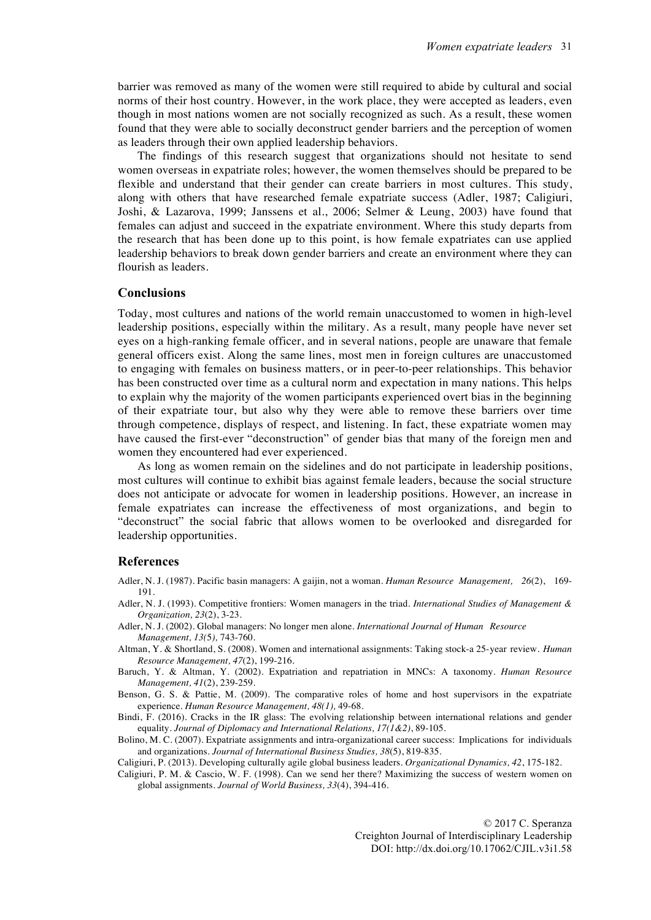barrier was removed as many of the women were still required to abide by cultural and social norms of their host country. However, in the work place, they were accepted as leaders, even though in most nations women are not socially recognized as such. As a result, these women found that they were able to socially deconstruct gender barriers and the perception of women as leaders through their own applied leadership behaviors.

The findings of this research suggest that organizations should not hesitate to send women overseas in expatriate roles; however, the women themselves should be prepared to be flexible and understand that their gender can create barriers in most cultures. This study, along with others that have researched female expatriate success (Adler, 1987; Caligiuri, Joshi, & Lazarova, 1999; Janssens et al., 2006; Selmer & Leung, 2003) have found that females can adjust and succeed in the expatriate environment. Where this study departs from the research that has been done up to this point, is how female expatriates can use applied leadership behaviors to break down gender barriers and create an environment where they can flourish as leaders.

## Conclusions

Today, most cultures and nations of the world remain unaccustomed to women in high-level leadership positions, especially within the military. As a result, many people have never set eyes on a high-ranking female officer, and in several nations, people are unaware that female general officers exist. Along the same lines, most men in foreign cultures are unaccustomed to engaging with females on business matters, or in peer-to-peer relationships. This behavior has been constructed over time as a cultural norm and expectation in many nations. This helps to explain why the majority of the women participants experienced overt bias in the beginning of their expatriate tour, but also why they were able to remove these barriers over time through competence, displays of respect, and listening. In fact, these expatriate women may have caused the first-ever "deconstruction" of gender bias that many of the foreign men and women they encountered had ever experienced.

As long as women remain on the sidelines and do not participate in leadership positions, most cultures will continue to exhibit bias against female leaders, because the social structure does not anticipate or advocate for women in leadership positions. However, an increase in female expatriates can increase the effectiveness of most organizations, and begin to "deconstruct" the social fabric that allows women to be overlooked and disregarded for leadership opportunities.

## References

Adler, N. J. (1987). Pacific basin managers: A gaijin, not a woman. *Human Resource Management, 26*(2), 169-191.

Adler, N. J. (1993). Competitive frontiers: Women managers in the triad. *International Studies of Management & Organization, 23*(2), 3-23.

Adler, N. J. (2002). Global managers: No longer men alone. *International Journal of Human Resource Management, 13(5),* 743-760.

Altman, Y. & Shortland, S. (2008). Women and international assignments: Taking stock-a 25-year review. *Human Resource Management, 47*(2), 199-216.

Baruch, Y. & Altman, Y. (2002). Expatriation and repatriation in MNCs: A taxonomy. *Human Resource Management, 41*(2), 239-259.

Benson, G. S. & Pattie, M. (2009). The comparative roles of home and host supervisors in the expatriate experience. *Human Resource Management, 48(1),* 49-68.

Bindi, F. (2016). Cracks in the IR glass: The evolving relationship between international relations and gender equality. *Journal of Diplomacy and International Relations, 17(1&2)*, 89-105.

Bolino, M. C. (2007). Expatriate assignments and intra-organizational career success: Implications for individuals and organizations. *Journal of International Business Studies, 38*(5), 819-835.

Caligiuri, P. (2013). Developing culturally agile global business leaders. *Organizational Dynamics, 42*, 175-182.

Caligiuri, P. M. & Cascio, W. F. (1998). Can we send her there? Maximizing the success of western women on global assignments. *Journal of World Business, 33*(4), 394-416.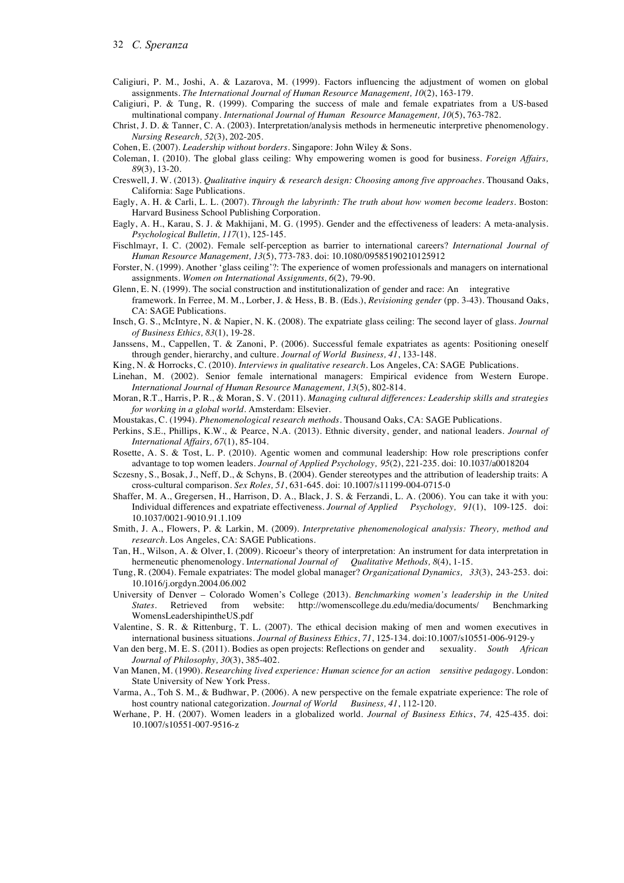Caligiuri, P. M., Joshi, A. & Lazarova, M. (1999). Factors influencing the adjustment of women on global assignments. *The International Journal of Human Resource Management, 10*(2), 163-179.

Caligiuri, P. & Tung, R. (1999). Comparing the success of male and female expatriates from a US-based multinational company. *International Journal of Human Resource Management, 10*(5), 763-782.

Christ, J. D. & Tanner, C. A. (2003). Interpretation/analysis methods in hermeneutic interpretive phenomenology. *Nursing Research, 52*(3), 202-205.

Cohen, E. (2007). *Leadership without borders*. Singapore: John Wiley & Sons.

Coleman, I. (2010). The global glass ceiling: Why empowering women is good for business. *Foreign Affairs, 89*(3), 13-20.

Creswell, J. W. (2013). *Qualitative inquiry & research design: Choosing among five approaches*. Thousand Oaks, California: Sage Publications.

Eagly, A. H. & Carli, L. L. (2007). *Through the labyrinth: The truth about how women become leaders*. Boston: Harvard Business School Publishing Corporation.

Eagly, A. H., Karau, S. J. & Makhijani, M. G. (1995). Gender and the effectiveness of leaders: A meta-analysis. *Psychological Bulletin, 117*(1), 125-145.

Fischlmayr, I. C. (2002). Female self-perception as barrier to international careers? *International Journal of Human Resource Management, 13*(5), 773-783. doi: 10.1080/09585190210125912

Forster, N. (1999). Another 'glass ceiling'?: The experience of women professionals and managers on international assignments. *Women on International Assignments, 6*(2), 79-90.

Glenn, E. N. (1999). The social construction and institutionalization of gender and race: An integrative framework. In Ferree, M. M., Lorber, J. & Hess, B. B. (Eds.), *Revisioning gender* (pp. 3-43). Thousand Oaks, CA: SAGE Publications.

Insch, G. S., McIntyre, N. & Napier, N. K. (2008). The expatriate glass ceiling: The second layer of glass. *Journal of Business Ethics, 83*(1), 19-28.

Janssens, M., Cappellen, T. & Zanoni, P. (2006). Successful female expatriates as agents: Positioning oneself through gender, hierarchy, and culture. *Journal of World Business, 41*, 133-148.

King, N. & Horrocks, C. (2010). *Interviews in qualitative research*. Los Angeles, CA: SAGE Publications.

Linehan, M. (2002). Senior female international managers: Empirical evidence from Western Europe. *International Journal of Human Resource Management, 13*(5), 802-814.

Moran, R.T., Harris, P. R., & Moran, S. V. (2011). *Managing cultural differences: Leadership skills and strategies for working in a global world*. Amsterdam: Elsevier.

Moustakas, C. (1994). *Phenomenological research methods*. Thousand Oaks, CA: SAGE Publications.

Perkins, S.E., Phillips, K.W., & Pearce, N.A. (2013). Ethnic diversity, gender, and national leaders. *Journal of International Affairs, 67*(1), 85-104.

Rosette, A. S. & Tost, L. P. (2010). Agentic women and communal leadership: How role prescriptions confer advantage to top women leaders. *Journal of Applied Psychology, 95*(2), 221-235. doi: 10.1037/a0018204

Sczesny, S., Bosak, J., Neff, D., & Schyns, B. (2004). Gender stereotypes and the attribution of leadership traits: A cross-cultural comparison. *Sex Roles, 51*, 631-645. doi: 10.1007/s11199-004-0715-0

Shaffer, M. A., Gregersen, H., Harrison, D. A., Black, J. S. & Ferzandi, L. A. (2006). You can take it with you: Individual differences and expatriate effectiveness. *Journal of Applied Psychology, 91*(1), 109-125. doi: 10.1037/0021-9010.91.1.109

Smith, J. A., Flowers, P. & Larkin, M. (2009). *Interpretative phenomenological analysis: Theory, method and research*. Los Angeles, CA: SAGE Publications.

Tan, H., Wilson, A. & Olver, I. (2009). Ricoeur's theory of interpretation: An instrument for data interpretation in hermeneutic phenomenology. I*nternational Journal of Qualitative Methods, 8*(4), 1-15.

Tung, R. (2004). Female expatriates: The model global manager? *Organizational Dynamics, 33*(3), 243-253. doi: 10.1016/j.orgdyn.2004.06.002

University of Denver – Colorado Women's College (2013). *Benchmarking women's leadership in the United States*. Retrieved from website: http://womenscollege.du.edu/media/documents/ BenchmarkingWomensLeadershipintheUS.pdf

Valentine, S. R. & Rittenburg, T. L. (2007). The ethical decision making of men and women executives in international business situations. *Journal of Business Ethics*, *71*, 125-134. doi:10.1007/s10551-006-9129-y

Van den berg, M. E. S. (2011). Bodies as open projects: Reflections on gender and sexuality. *South African Journal of Philosophy, 30*(3), 385-402.

Van Manen, M. (1990). *Researching lived experience: Human science for an action sensitive pedagogy*. London: State University of New York Press.

Varma, A., Toh S. M., & Budhwar, P. (2006). A new perspective on the female expatriate experience: The role of host country national categorization. *Journal of World Business, 41*, 112-120.

Werhane, P. H. (2007). Women leaders in a globalized world. *Journal of Business Ethics*, *74,* 425-435. doi: 10.1007/s10551-007-9516-z